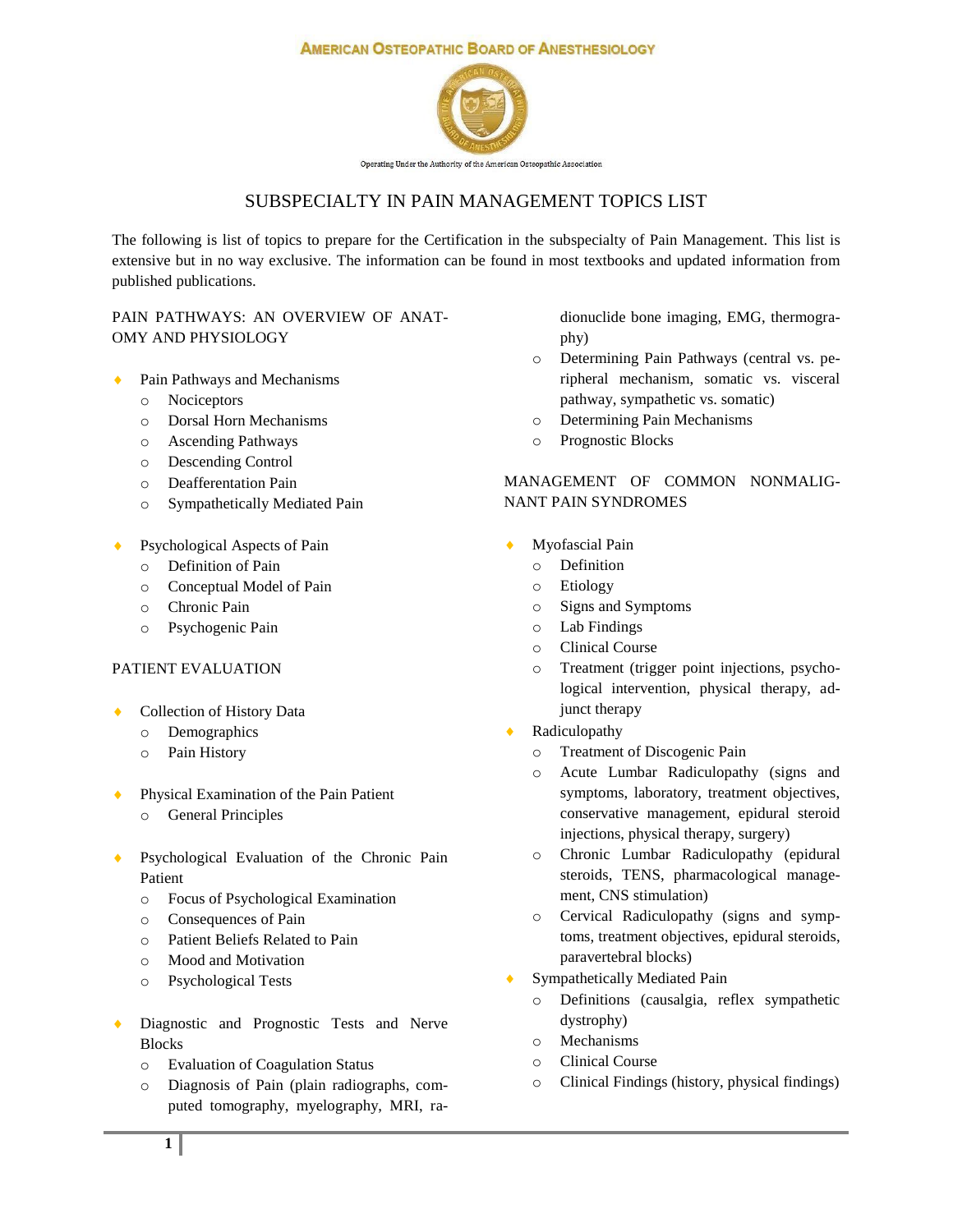**AMERICAN OSTEOPATHIC BOARD OF ANESTHESIOLOGY**

Operating Under the Authority of the American Osteopathic Association

# SUBSPECIALTY IN PAIN MANAGEMENT TOPICS LIST

The following is list of topics to prepare for the Certification in the subspecialty of Pain Management. This list is extensive but in no way exclusive. The information can be found in most textbooks and updated information from published publications.

## PAIN PATHWAYS: AN OVERVIEW OF ANATOMY AND PHYSIOLOGY

- Pain Pathways and Mechanisms
  - Nociceptors
  - Dorsal Horn Mechanisms
  - Ascending Pathways
  - Descending Control
  - Deafferentation Pain
  - Sympathetically Mediated Pain

- Psychological Aspects of Pain
  - Definition of Pain
  - Conceptual Model of Pain
  - Chronic Pain
  - Psychogenic Pain

## PATIENT EVALUATION

- Collection of History Data
  - Demographics
  - Pain History

- Physical Examination of the Pain Patient
  - General Principles

- Psychological Evaluation of the Chronic Pain Patient
  - Focus of Psychological Examination
  - Consequences of Pain
  - Patient Beliefs Related to Pain
  - Mood and Motivation
  - Psychological Tests

- Diagnostic and Prognostic Tests and Nerve Blocks
  - Evaluation of Coagulation Status
  - Diagnosis of Pain (plain radiographs, computed tomography, myelography, MRI, radionuclide bone imaging, EMG, thermography)
  - Determining Pain Pathways (central vs. peripheral mechanism, somatic vs. visceral pathway, sympathetic vs. somatic)
  - Determining Pain Mechanisms
  - Prognostic Blocks

## MANAGEMENT OF COMMON NONMALIGNANT PAIN SYNDROMES

- Myofascial Pain
  - Definition
  - Etiology
  - Signs and Symptoms
  - Lab Findings
  - Clinical Course
  - Treatment (trigger point injections, psychological intervention, physical therapy, adjunct therapy
- Radiculopathy
  - Treatment of Discogenic Pain
  - Acute Lumbar Radiculopathy (signs and symptoms, laboratory, treatment objectives, conservative management, epidural steroid injections, physical therapy, surgery)
  - Chronic Lumbar Radiculopathy (epidural steroids, TENS, pharmacological management, CNS stimulation)
  - Cervical Radiculopathy (signs and symptoms, treatment objectives, epidural steroids, paravertebral blocks)
- Sympathetically Mediated Pain
  - Definitions (causalgia, reflex sympathetic dystrophy)
  - Mechanisms
  - Clinical Course
  - Clinical Findings (history, physical findings)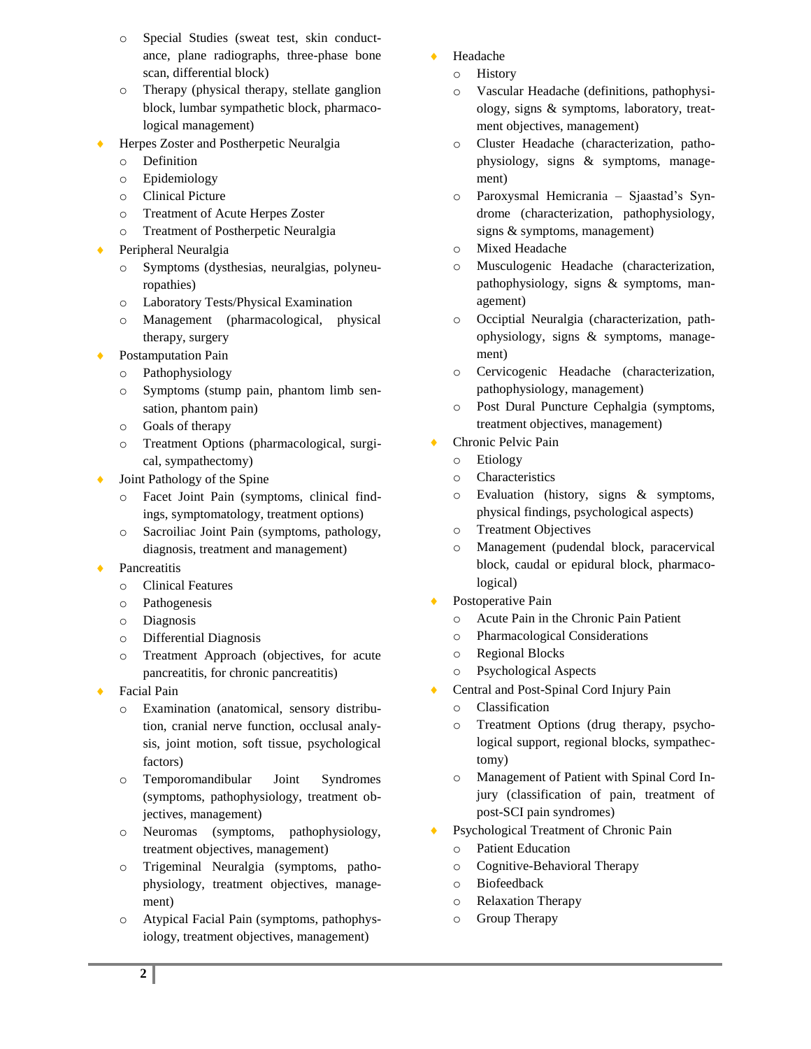- Special Studies (sweat test, skin conductance, plane radiographs, three-phase bone scan, differential block)
- Therapy (physical therapy, stellate ganglion block, lumbar sympathetic block, pharmacological management)

- Herpes Zoster and Postherpetic Neuralgia
  - Definition
  - Epidemiology
  - Clinical Picture
  - Treatment of Acute Herpes Zoster
  - Treatment of Postherpetic Neuralgia
- Peripheral Neuralgia
  - Symptoms (dysthesias, neuralgias, polyneuropathies)
  - Laboratory Tests/Physical Examination
  - Management (pharmacological, physical therapy, surgery
- Postamputation Pain
  - Pathophysiology
  - Symptoms (stump pain, phantom limb sensation, phantom pain)
  - Goals of therapy
  - Treatment Options (pharmacological, surgical, sympathectomy)
- Joint Pathology of the Spine
  - Facet Joint Pain (symptoms, clinical findings, symptomatology, treatment options)
  - Sacroiliac Joint Pain (symptoms, pathology, diagnosis, treatment and management)
- Pancreatitis
  - Clinical Features
  - Pathogenesis
  - Diagnosis
  - Differential Diagnosis
  - Treatment Approach (objectives, for acute pancreatitis, for chronic pancreatitis)
- Facial Pain
  - Examination (anatomical, sensory distribution, cranial nerve function, occlusal analysis, joint motion, soft tissue, psychological factors)
  - Temporomandibular Joint Syndromes (symptoms, pathophysiology, treatment objectives, management)
  - Neuromas (symptoms, pathophysiology, treatment objectives, management)
  - Trigeminal Neuralgia (symptoms, pathophysiology, treatment objectives, management)
  - Atypical Facial Pain (symptoms, pathophysiology, treatment objectives, management)
- Headache
  - History
  - Vascular Headache (definitions, pathophysiology, signs & symptoms, laboratory, treatment objectives, management)
  - Cluster Headache (characterization, pathophysiology, signs & symptoms, management)
  - Paroxysmal Hemicrania – Sjaastad's Syndrome (characterization, pathophysiology, signs & symptoms, management)
  - Mixed Headache
  - Musculogenic Headache (characterization, pathophysiology, signs & symptoms, management)
  - Occiptial Neuralgia (characterization, pathophysiology, signs & symptoms, management)
  - Cervicogenic Headache (characterization, pathophysiology, management)
  - Post Dural Puncture Cephalgia (symptoms, treatment objectives, management)
- Chronic Pelvic Pain
  - Etiology
  - Characteristics
  - Evaluation (history, signs & symptoms, physical findings, psychological aspects)
  - Treatment Objectives
  - Management (pudendal block, paracervical block, caudal or epidural block, pharmacological)
- Postoperative Pain
  - Acute Pain in the Chronic Pain Patient
  - Pharmacological Considerations
  - Regional Blocks
  - Psychological Aspects
- Central and Post-Spinal Cord Injury Pain
  - Classification
  - Treatment Options (drug therapy, psychological support, regional blocks, sympathectomy)
  - Management of Patient with Spinal Cord Injury (classification of pain, treatment of post-SCI pain syndromes)
- Psychological Treatment of Chronic Pain
  - Patient Education
  - Cognitive-Behavioral Therapy
  - Biofeedback
  - Relaxation Therapy
  - Group Therapy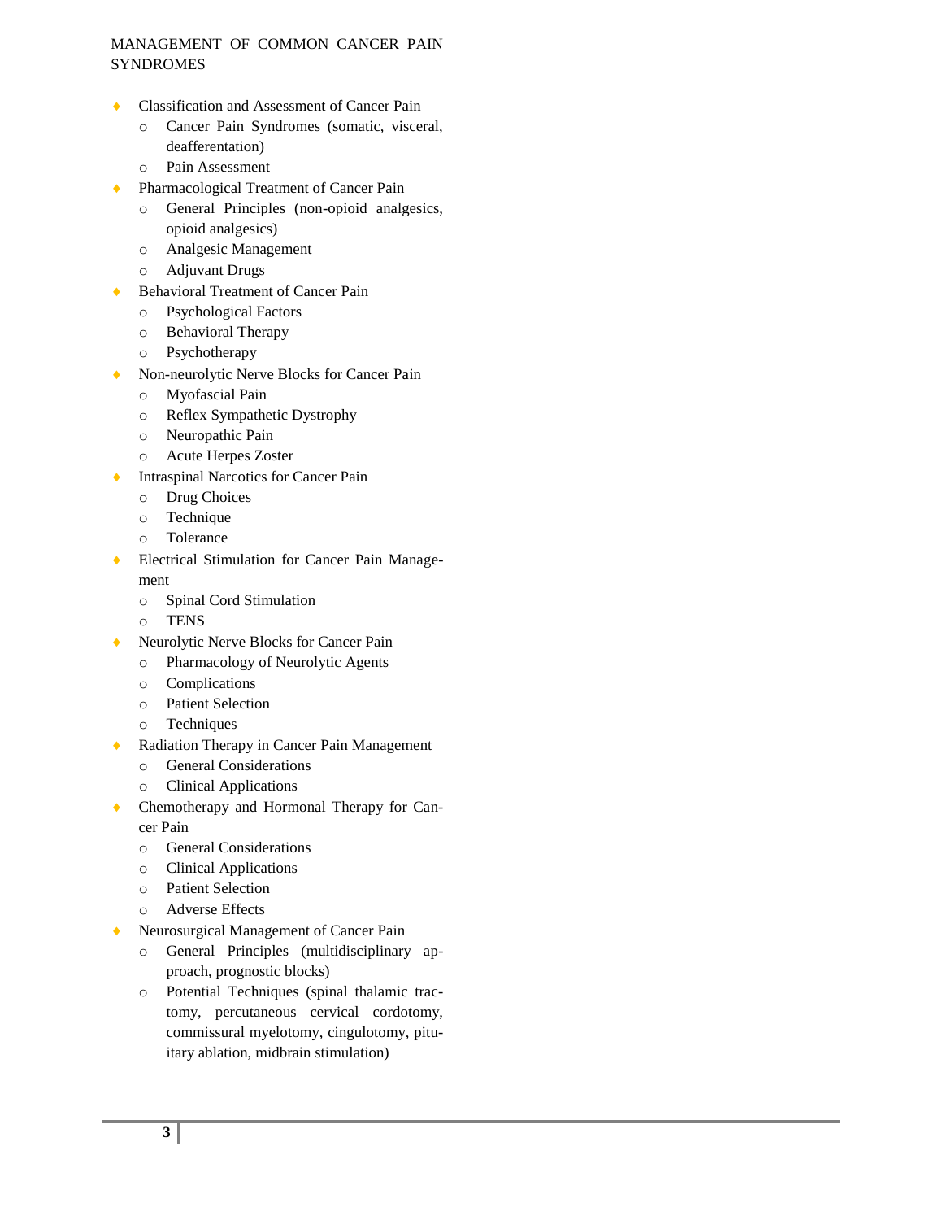MANAGEMENT OF COMMON CANCER PAIN SYNDROMES

- Classification and Assessment of Cancer Pain
  - Cancer Pain Syndromes (somatic, visceral, deafferentation)
  - Pain Assessment
- Pharmacological Treatment of Cancer Pain
  - General Principles (non-opioid analgesics, opioid analgesics)
  - Analgesic Management
  - Adjuvant Drugs
- Behavioral Treatment of Cancer Pain
  - Psychological Factors
  - Behavioral Therapy
  - Psychotherapy
- Non-neurolytic Nerve Blocks for Cancer Pain
  - Myofascial Pain
  - Reflex Sympathetic Dystrophy
  - Neuropathic Pain
  - Acute Herpes Zoster
- Intraspinal Narcotics for Cancer Pain
  - Drug Choices
  - Technique
  - Tolerance
- Electrical Stimulation for Cancer Pain Management
  - Spinal Cord Stimulation
  - TENS
- Neurolytic Nerve Blocks for Cancer Pain
  - Pharmacology of Neurolytic Agents
  - Complications
  - Patient Selection
  - Techniques
- Radiation Therapy in Cancer Pain Management
  - General Considerations
  - Clinical Applications
- Chemotherapy and Hormonal Therapy for Cancer Pain
  - General Considerations
  - Clinical Applications
  - Patient Selection
  - Adverse Effects
- Neurosurgical Management of Cancer Pain
  - General Principles (multidisciplinary approach, prognostic blocks)
  - Potential Techniques (spinal thalamic tractomy, percutaneous cervical cordotomy, commissural myelotomy, cingulotomy, pituitary ablation, midbrain stimulation)